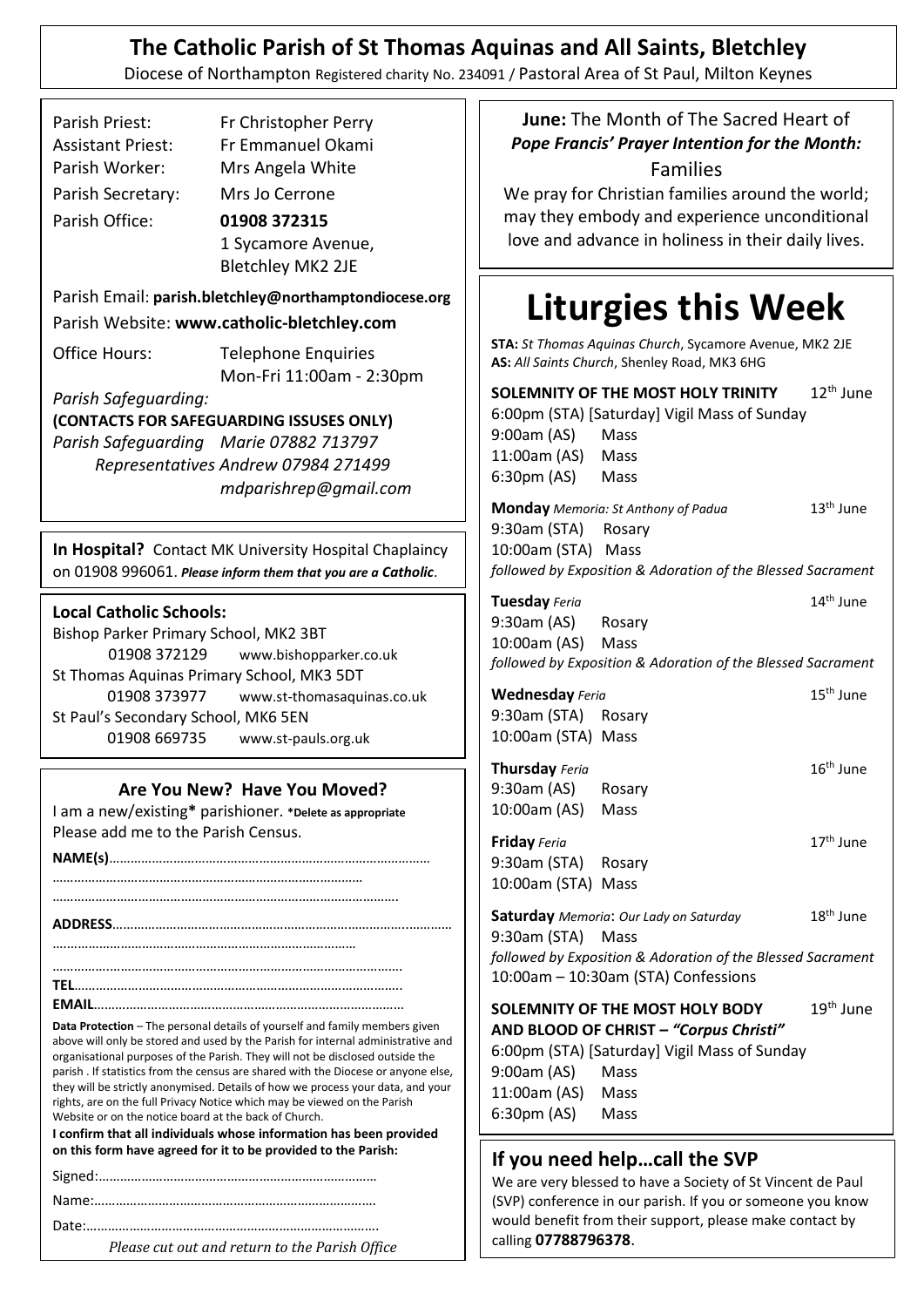# The Catholic Parish of St Thomas Aquinas and All Saints, Bletchley

Diocese of Northampton Registered charity No. 234091 / Pastoral Area of St Paul, Milton Keynes

Parish Priest: Fr Christopher Perry
Assistant Priest: Fr Emmanuel Okami
Parish Worker: Mrs Angela White
Parish Secretary: Mrs Jo Cerrone
Parish Office: **01908 372315**
1 Sycamore Avenue,
Bletchley MK2 2JE

Parish Email: **parish.bletchley@northamptondiocese.org**
Parish Website: **www.catholic-bletchley.com**

Office Hours: Telephone Enquiries
Mon-Fri 11:00am - 2:30pm

*Parish Safeguarding:*
**(CONTACTS FOR SAFEGUARDING ISSUSES ONLY)**
*Parish Safeguarding Representatives* *Marie 07882 713797*
*Andrew 07984 271499*
*mdparishrep@gmail.com*

**In Hospital?** Contact MK University Hospital Chaplaincy on 01908 996061. ***Please inform them that you are a Catholic.***

**Local Catholic Schools:**

Bishop Parker Primary School, MK2 3BT
01908 372129 www.bishopparker.co.uk
St Thomas Aquinas Primary School, MK3 5DT
01908 373977 www.st-thomasaquinas.co.uk
St Paul's Secondary School, MK6 5EN
01908 669735 www.st-pauls.org.uk

## Are You New? Have You Moved?

I am a new/existing* parishioner. **\*Delete as appropriate**
Please add me to the Parish Census.

**NAME(s)**……………………………………………………………………………
…………………………………………………………………………
…………………………………………………………………………………….

**ADDRESS**…………………………………………………………………………………
………………………………………………………………………
…………………………………………………………………………………….
**TEL**……………………………………………………………………………….
**EMAIL**…………………………………………………………………………

**Data Protection** – The personal details of yourself and family members given above will only be stored and used by the Parish for internal administrative and organisational purposes of the Parish. They will not be disclosed outside the parish . If statistics from the census are shared with the Diocese or anyone else, they will be strictly anonymised. Details of how we process your data, and your rights, are on the full Privacy Notice which may be viewed on the Parish Website or on the notice board at the back of Church.

**I confirm that all individuals whose information has been provided on this form have agreed for it to be provided to the Parish:**

Signed:…………………………………………………………………
Name:…………………………………………………………………
Date:……………………………………………………………………

*Please cut out and return to the Parish Office*

**June:** The Month of The Sacred Heart of
***Pope Francis' Prayer Intention for the Month:***
Families

We pray for Christian families around the world; may they embody and experience unconditional love and advance in holiness in their daily lives.

# Liturgies this Week

**STA:** *St Thomas Aquinas Church*, Sycamore Avenue, MK2 2JE
**AS:** *All Saints Church*, Shenley Road, MK3 6HG

**SOLEMNITY OF THE MOST HOLY TRINITY** 12th June
6:00pm (STA) [Saturday] Vigil Mass of Sunday
9:00am (AS) Mass
11:00am (AS) Mass
6:30pm (AS) Mass

**Monday** *Memoria: St Anthony of Padua* 13th June
9:30am (STA) Rosary
10:00am (STA) Mass
*followed by Exposition & Adoration of the Blessed Sacrament*

**Tuesday** *Feria* 14th June
9:30am (AS) Rosary
10:00am (AS) Mass
*followed by Exposition & Adoration of the Blessed Sacrament*

**Wednesday** *Feria* 15th June
9:30am (STA) Rosary
10:00am (STA) Mass

**Thursday** *Feria* 16th June
9:30am (AS) Rosary
10:00am (AS) Mass

**Friday** *Feria* 17th June
9:30am (STA) Rosary
10:00am (STA) Mass

**Saturday** *Memoria*: *Our Lady on Saturday* 18th June
9:30am (STA) Mass
*followed by Exposition & Adoration of the Blessed Sacrament*
10:00am – 10:30am (STA) Confessions

**SOLEMNITY OF THE MOST HOLY BODY AND BLOOD OF CHRIST – *"Corpus Christi"*** 19th June
6:00pm (STA) [Saturday] Vigil Mass of Sunday
9:00am (AS) Mass
11:00am (AS) Mass
6:30pm (AS) Mass

## If you need help…call the SVP

We are very blessed to have a Society of St Vincent de Paul (SVP) conference in our parish. If you or someone you know would benefit from their support, please make contact by calling **07788796378**.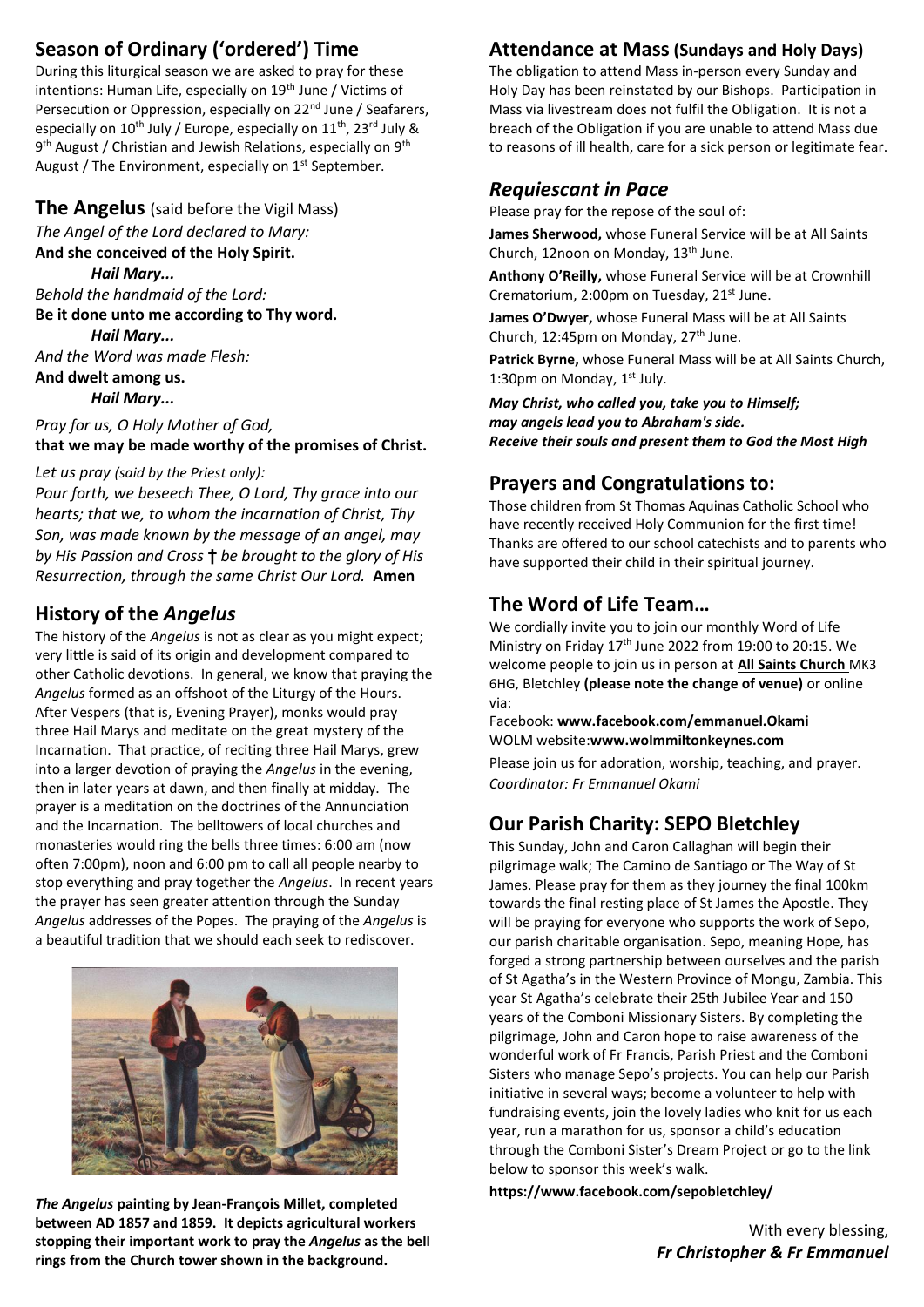## Season of Ordinary ('ordered') Time

During this liturgical season we are asked to pray for these intentions: Human Life, especially on 19th June / Victims of Persecution or Oppression, especially on 22nd June / Seafarers, especially on 10th July / Europe, especially on 11th, 23rd July & 9th August / Christian and Jewish Relations, especially on 9th August / The Environment, especially on 1st September.

## The Angelus (said before the Vigil Mass)

*The Angel of the Lord declared to Mary:*
**And she conceived of the Holy Spirit.**
***Hail Mary...***
*Behold the handmaid of the Lord:*
**Be it done unto me according to Thy word.**
***Hail Mary...***
*And the Word was made Flesh:*
**And dwelt among us.**
***Hail Mary...***

*Pray for us, O Holy Mother of God,*
**that we may be made worthy of the promises of Christ.**

*Let us pray (said by the Priest only):*
*Pour forth, we beseech Thee, O Lord, Thy grace into our hearts; that we, to whom the incarnation of Christ, Thy Son, was made known by the message of an angel, may by His Passion and Cross* **†** *be brought to the glory of His Resurrection, through the same Christ Our Lord.* **Amen**

## History of the *Angelus*

The history of the *Angelus* is not as clear as you might expect; very little is said of its origin and development compared to other Catholic devotions. In general, we know that praying the *Angelus* formed as an offshoot of the Liturgy of the Hours. After Vespers (that is, Evening Prayer), monks would pray three Hail Marys and meditate on the great mystery of the Incarnation. That practice, of reciting three Hail Marys, grew into a larger devotion of praying the *Angelus* in the evening, then in later years at dawn, and then finally at midday. The prayer is a meditation on the doctrines of the Annunciation and the Incarnation. The belltowers of local churches and monasteries would ring the bells three times: 6:00 am (now often 7:00pm), noon and 6:00 pm to call all people nearby to stop everything and pray together the *Angelus*. In recent years the prayer has seen greater attention through the Sunday *Angelus* addresses of the Popes. The praying of the *Angelus* is a beautiful tradition that we should each seek to rediscover.

***The Angelus*** **painting by Jean-François Millet, completed between AD 1857 and 1859. It depicts agricultural workers stopping their important work to pray the** ***Angelus*** **as the bell rings from the Church tower shown in the background.**

## Attendance at Mass (Sundays and Holy Days)

The obligation to attend Mass in-person every Sunday and Holy Day has been reinstated by our Bishops. Participation in Mass via livestream does not fulfil the Obligation. It is not a breach of the Obligation if you are unable to attend Mass due to reasons of ill health, care for a sick person or legitimate fear.

## *Requiescant in Pace*

Please pray for the repose of the soul of:

**James Sherwood,** whose Funeral Service will be at All Saints Church, 12noon on Monday, 13th June.

**Anthony O'Reilly,** whose Funeral Service will be at Crownhill Crematorium, 2:00pm on Tuesday, 21st June.

**James O'Dwyer,** whose Funeral Mass will be at All Saints Church, 12:45pm on Monday, 27th June.

**Patrick Byrne,** whose Funeral Mass will be at All Saints Church, 1:30pm on Monday, 1st July.

***May Christ, who called you, take you to Himself;***
***may angels lead you to Abraham's side.***
***Receive their souls and present them to God the Most High***

## Prayers and Congratulations to:

Those children from St Thomas Aquinas Catholic School who have recently received Holy Communion for the first time! Thanks are offered to our school catechists and to parents who have supported their child in their spiritual journey.

## The Word of Life Team…

We cordially invite you to join our monthly Word of Life Ministry on Friday 17th June 2022 from 19:00 to 20:15. We welcome people to join us in person at **All Saints Church** MK3 6HG, Bletchley **(please note the change of venue)** or online via:

Facebook: **www.facebook.com/emmanuel.Okami**
WOLM website:**www.wolmmiltonkeynes.com**

Please join us for adoration, worship, teaching, and prayer.
*Coordinator: Fr Emmanuel Okami*

## Our Parish Charity: SEPO Bletchley

This Sunday, John and Caron Callaghan will begin their pilgrimage walk; The Camino de Santiago or The Way of St James. Please pray for them as they journey the final 100km towards the final resting place of St James the Apostle. They will be praying for everyone who supports the work of Sepo, our parish charitable organisation. Sepo, meaning Hope, has forged a strong partnership between ourselves and the parish of St Agatha's in the Western Province of Mongu, Zambia. This year St Agatha's celebrate their 25th Jubilee Year and 150 years of the Comboni Missionary Sisters. By completing the pilgrimage, John and Caron hope to raise awareness of the wonderful work of Fr Francis, Parish Priest and the Comboni Sisters who manage Sepo's projects. You can help our Parish initiative in several ways; become a volunteer to help with fundraising events, join the lovely ladies who knit for us each year, run a marathon for us, sponsor a child's education through the Comboni Sister's Dream Project or go to the link below to sponsor this week's walk.

**https://www.facebook.com/sepobletchley/**

With every blessing,
***Fr Christopher & Fr Emmanuel***